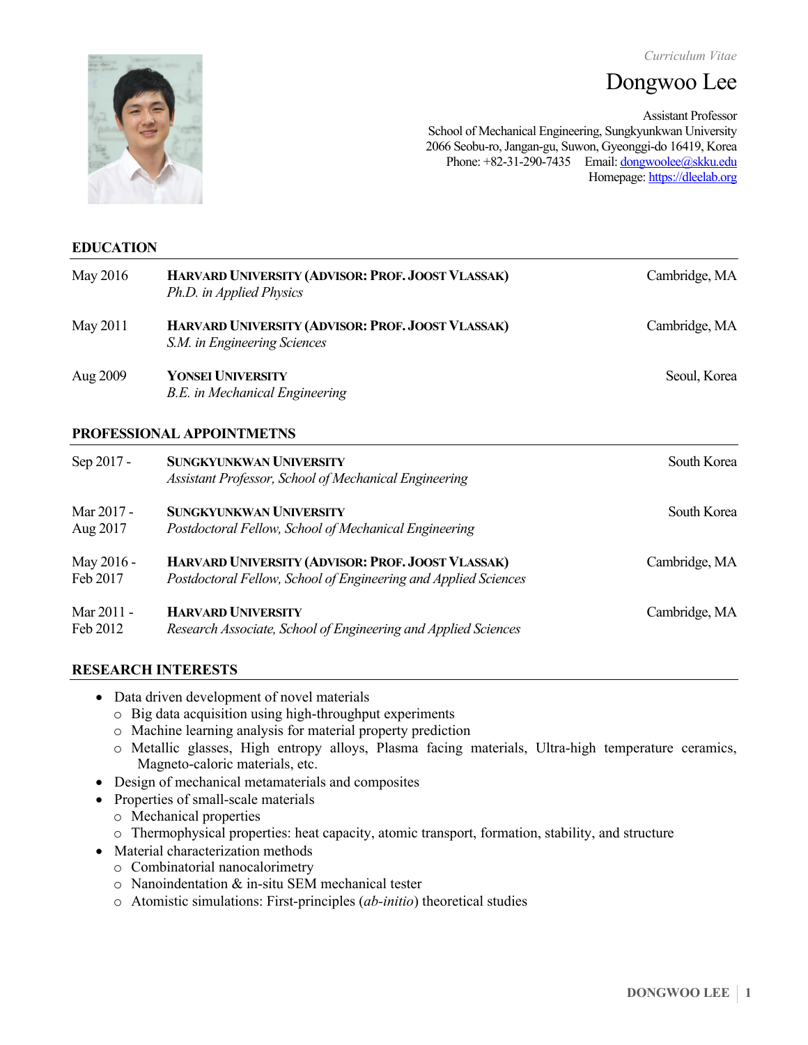*Curriculum Vitae*

# Dongwoo Lee

Assistant Professor
School of Mechanical Engineering, Sungkyunkwan University
2066 Seobu-ro, Jangan-gu, Suwon, Gyeonggi-do 16419, Korea
Phone: +82-31-290-7435  Email: dongwoolee@skku.edu
Homepage: https://dleelab.org

## EDUCATION

May 2016 — **HARVARD UNIVERSITY (ADVISOR: PROF. JOOST VLASSAK)** — Cambridge, MA
*Ph.D. in Applied Physics*

May 2011 — **HARVARD UNIVERSITY (ADVISOR: PROF. JOOST VLASSAK)** — Cambridge, MA
*S.M. in Engineering Sciences*

Aug 2009 — **YONSEI UNIVERSITY** — Seoul, Korea
*B.E. in Mechanical Engineering*

## PROFESSIONAL APPOINTMETNS

Sep 2017 - — **SUNGKYUNKWAN UNIVERSITY** — South Korea
*Assistant Professor, School of Mechanical Engineering*

Mar 2017 - Aug 2017 — **SUNGKYUNKWAN UNIVERSITY** — South Korea
*Postdoctoral Fellow, School of Mechanical Engineering*

May 2016 - Feb 2017 — **HARVARD UNIVERSITY (ADVISOR: PROF. JOOST VLASSAK)** — Cambridge, MA
*Postdoctoral Fellow, School of Engineering and Applied Sciences*

Mar 2011 - Feb 2012 — **HARVARD UNIVERSITY** — Cambridge, MA
*Research Associate, School of Engineering and Applied Sciences*

## RESEARCH INTERESTS

- Data driven development of novel materials
  - Big data acquisition using high-throughput experiments
  - Machine learning analysis for material property prediction
  - Metallic glasses, High entropy alloys, Plasma facing materials, Ultra-high temperature ceramics, Magneto-caloric materials, etc.
- Design of mechanical metamaterials and composites
- Properties of small-scale materials
  - Mechanical properties
  - Thermophysical properties: heat capacity, atomic transport, formation, stability, and structure
- Material characterization methods
  - Combinatorial nanocalorimetry
  - Nanoindentation & in-situ SEM mechanical tester
  - Atomistic simulations: First-principles (*ab-initio*) theoretical studies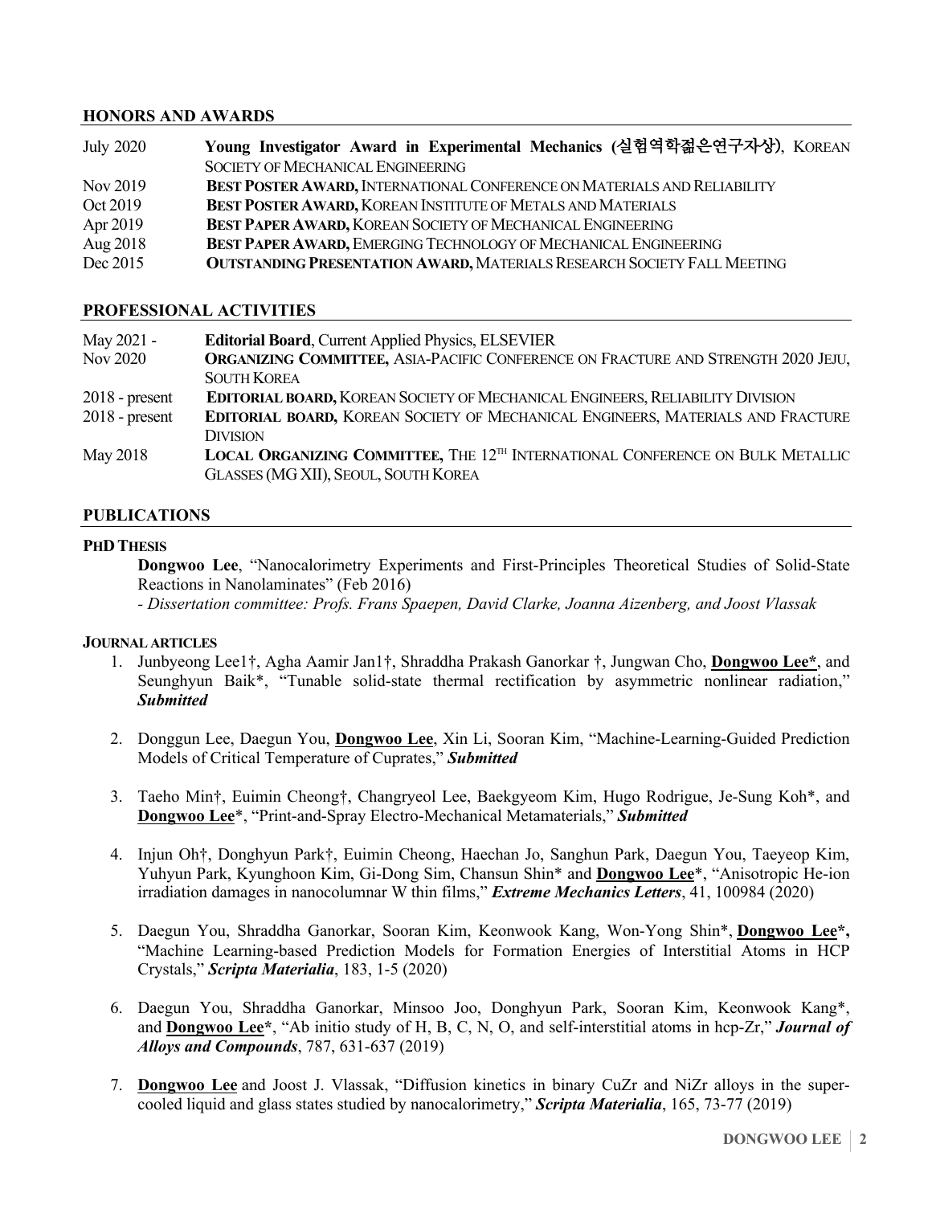## HONORS AND AWARDS

| | |
|---|---|
| July 2020 | **Young Investigator Award in Experimental Mechanics (실험역학젊은연구자상)**, KOREAN SOCIETY OF MECHANICAL ENGINEERING |
| Nov 2019 | **BEST POSTER AWARD,** INTERNATIONAL CONFERENCE ON MATERIALS AND RELIABILITY |
| Oct 2019 | **BEST POSTER AWARD,** KOREAN INSTITUTE OF METALS AND MATERIALS |
| Apr 2019 | **BEST PAPER AWARD,** KOREAN SOCIETY OF MECHANICAL ENGINEERING |
| Aug 2018 | **BEST PAPER AWARD,** EMERGING TECHNOLOGY OF MECHANICAL ENGINEERING |
| Dec 2015 | **OUTSTANDING PRESENTATION AWARD,** MATERIALS RESEARCH SOCIETY FALL MEETING |

## PROFESSIONAL ACTIVITIES

| | |
|---|---|
| May 2021 - | **Editorial Board**, Current Applied Physics, ELSEVIER |
| Nov 2020 | **ORGANIZING COMMITTEE,** ASIA-PACIFIC CONFERENCE ON FRACTURE AND STRENGTH 2020 JEJU, SOUTH KOREA |
| 2018 - present | **EDITORIAL BOARD,** KOREAN SOCIETY OF MECHANICAL ENGINEERS, RELIABILITY DIVISION |
| 2018 - present | **EDITORIAL BOARD,** KOREAN SOCIETY OF MECHANICAL ENGINEERS, MATERIALS AND FRACTURE DIVISION |
| May 2018 | **LOCAL ORGANIZING COMMITTEE,** THE 12TH INTERNATIONAL CONFERENCE ON BULK METALLIC GLASSES (MG XII), SEOUL, SOUTH KOREA |

## PUBLICATIONS

### PHD THESIS

**Dongwoo Lee**, "Nanocalorimetry Experiments and First-Principles Theoretical Studies of Solid-State Reactions in Nanolaminates" (Feb 2016)

*- Dissertation committee: Profs. Frans Spaepen, David Clarke, Joanna Aizenberg, and Joost Vlassak*

### JOURNAL ARTICLES

1. Junbyeong Lee1†, Agha Aamir Jan1†, Shraddha Prakash Ganorkar †, Jungwan Cho, **Dongwoo Lee***, and Seunghyun Baik*, "Tunable solid-state thermal rectification by asymmetric nonlinear radiation," ***Submitted***

2. Donggun Lee, Daegun You, **Dongwoo Lee**, Xin Li, Sooran Kim, "Machine-Learning-Guided Prediction Models of Critical Temperature of Cuprates," ***Submitted***

3. Taeho Min†, Euimin Cheong†, Changryeol Lee, Baekgyeom Kim, Hugo Rodrigue, Je-Sung Koh*, and **Dongwoo Lee***, "Print-and-Spray Electro-Mechanical Metamaterials," ***Submitted***

4. Injun Oh†, Donghyun Park†, Euimin Cheong, Haechan Jo, Sanghun Park, Daegun You, Taeyeop Kim, Yuhyun Park, Kyunghoon Kim, Gi-Dong Sim, Chansun Shin* and **Dongwoo Lee***, "Anisotropic He-ion irradiation damages in nanocolumnar W thin films," ***Extreme Mechanics Letters***, 41, 100984 (2020)

5. Daegun You, Shraddha Ganorkar, Sooran Kim, Keonwook Kang, Won-Yong Shin*, **Dongwoo Lee*,** "Machine Learning-based Prediction Models for Formation Energies of Interstitial Atoms in HCP Crystals," ***Scripta Materialia***, 183, 1-5 (2020)

6. Daegun You, Shraddha Ganorkar, Minsoo Joo, Donghyun Park, Sooran Kim, Keonwook Kang*, and **Dongwoo Lee***, "Ab initio study of H, B, C, N, O, and self-interstitial atoms in hcp-Zr," ***Journal of Alloys and Compounds***, 787, 631-637 (2019)

7. **Dongwoo Lee** and Joost J. Vlassak, "Diffusion kinetics in binary CuZr and NiZr alloys in the super-cooled liquid and glass states studied by nanocalorimetry," ***Scripta Materialia***, 165, 73-77 (2019)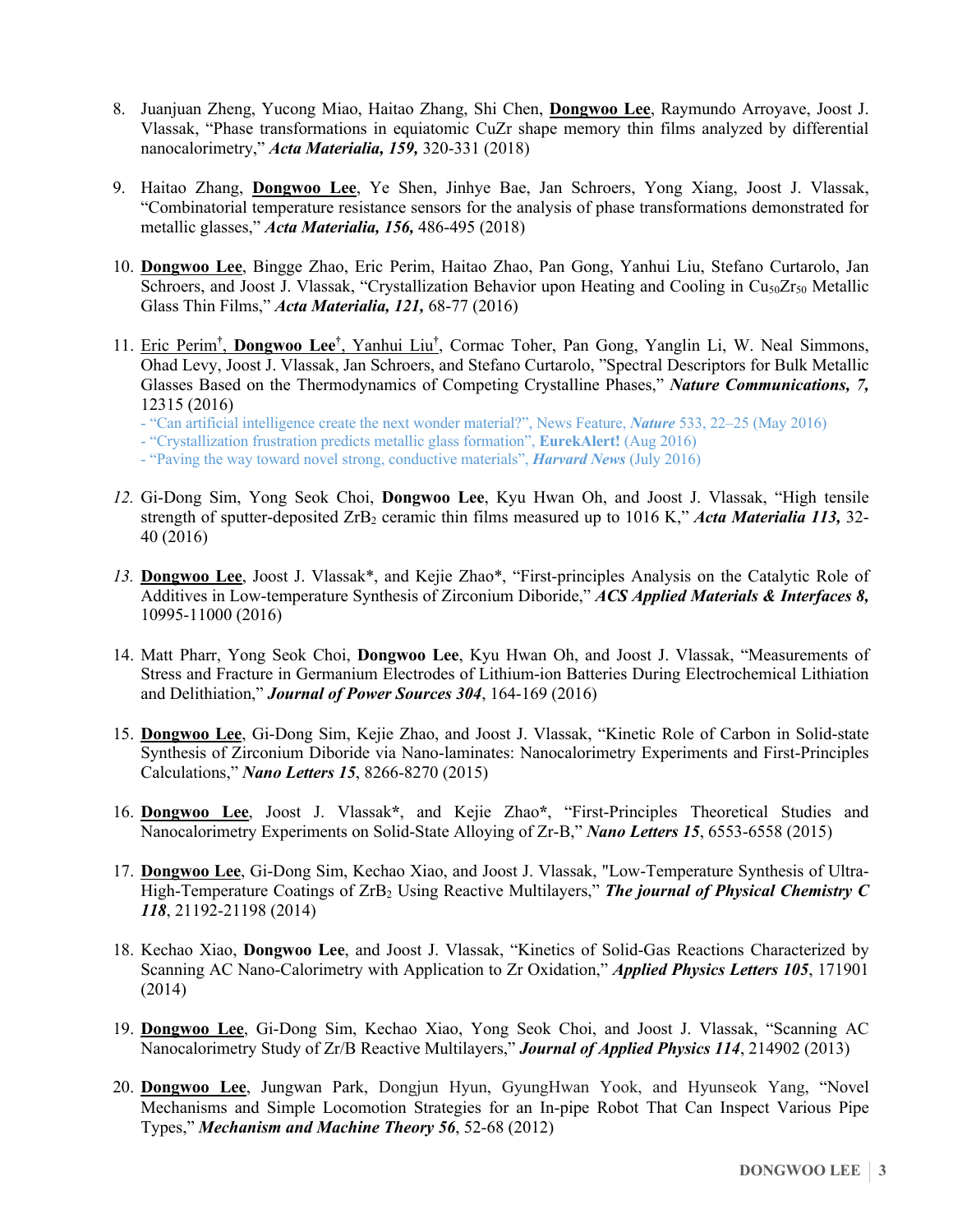8. Juanjuan Zheng, Yucong Miao, Haitao Zhang, Shi Chen, **Dongwoo Lee**, Raymundo Arroyave, Joost J. Vlassak, "Phase transformations in equiatomic CuZr shape memory thin films analyzed by differential nanocalorimetry," ***Acta Materialia, 159,*** 320-331 (2018)

9. Haitao Zhang, **Dongwoo Lee**, Ye Shen, Jinhye Bae, Jan Schroers, Yong Xiang, Joost J. Vlassak, "Combinatorial temperature resistance sensors for the analysis of phase transformations demonstrated for metallic glasses," ***Acta Materialia, 156,*** 486-495 (2018)

10. **Dongwoo Lee**, Bingge Zhao, Eric Perim, Haitao Zhao, Pan Gong, Yanhui Liu, Stefano Curtarolo, Jan Schroers, and Joost J. Vlassak, "Crystallization Behavior upon Heating and Cooling in $Cu_{50}Zr_{50}$ Metallic Glass Thin Films," ***Acta Materialia, 121,*** 68-77 (2016)

11. Eric Perim[†], **Dongwoo Lee**[†], Yanhui Liu[†], Cormac Toher, Pan Gong, Yanglin Li, W. Neal Simmons, Ohad Levy, Joost J. Vlassak, Jan Schroers, and Stefano Curtarolo, "Spectral Descriptors for Bulk Metallic Glasses Based on the Thermodynamics of Competing Crystalline Phases," ***Nature Communications, 7,*** 12315 (2016)
    - "Can artificial intelligence create the next wonder material?", News Feature, ***Nature*** 533, 22–25 (May 2016)
    - "Crystallization frustration predicts metallic glass formation", **EurekAlert!** (Aug 2016)
    - "Paving the way toward novel strong, conductive materials", ***Harvard News*** (July 2016)

12. Gi-Dong Sim, Yong Seok Choi, **Dongwoo Lee**, Kyu Hwan Oh, and Joost J. Vlassak, "High tensile strength of sputter-deposited $ZrB_2$ ceramic thin films measured up to 1016 K," ***Acta Materialia 113,*** 32-40 (2016)

13. **Dongwoo Lee**, Joost J. Vlassak*, and Kejie Zhao*, "First-principles Analysis on the Catalytic Role of Additives in Low-temperature Synthesis of Zirconium Diboride," ***ACS Applied Materials & Interfaces 8,*** 10995-11000 (2016)

14. Matt Pharr, Yong Seok Choi, **Dongwoo Lee**, Kyu Hwan Oh, and Joost J. Vlassak, "Measurements of Stress and Fracture in Germanium Electrodes of Lithium-ion Batteries During Electrochemical Lithiation and Delithiation," ***Journal of Power Sources 304***, 164-169 (2016)

15. **Dongwoo Lee**, Gi-Dong Sim, Kejie Zhao, and Joost J. Vlassak, "Kinetic Role of Carbon in Solid-state Synthesis of Zirconium Diboride via Nano-laminates: Nanocalorimetry Experiments and First-Principles Calculations," ***Nano Letters 15***, 8266-8270 (2015)

16. **Dongwoo Lee**, Joost J. Vlassak*, and Kejie Zhao*, "First-Principles Theoretical Studies and Nanocalorimetry Experiments on Solid-State Alloying of Zr-B," ***Nano Letters 15***, 6553-6558 (2015)

17. **Dongwoo Lee**, Gi-Dong Sim, Kechao Xiao, and Joost J. Vlassak, "Low-Temperature Synthesis of Ultra-High-Temperature Coatings of $ZrB_2$ Using Reactive Multilayers," ***The journal of Physical Chemistry C 118***, 21192-21198 (2014)

18. Kechao Xiao, **Dongwoo Lee**, and Joost J. Vlassak, "Kinetics of Solid-Gas Reactions Characterized by Scanning AC Nano-Calorimetry with Application to Zr Oxidation," ***Applied Physics Letters 105***, 171901 (2014)

19. **Dongwoo Lee**, Gi-Dong Sim, Kechao Xiao, Yong Seok Choi, and Joost J. Vlassak, "Scanning AC Nanocalorimetry Study of Zr/B Reactive Multilayers," ***Journal of Applied Physics 114***, 214902 (2013)

20. **Dongwoo Lee**, Jungwan Park, Dongjun Hyun, GyungHwan Yook, and Hyunseok Yang, "Novel Mechanisms and Simple Locomotion Strategies for an In-pipe Robot That Can Inspect Various Pipe Types," ***Mechanism and Machine Theory 56***, 52-68 (2012)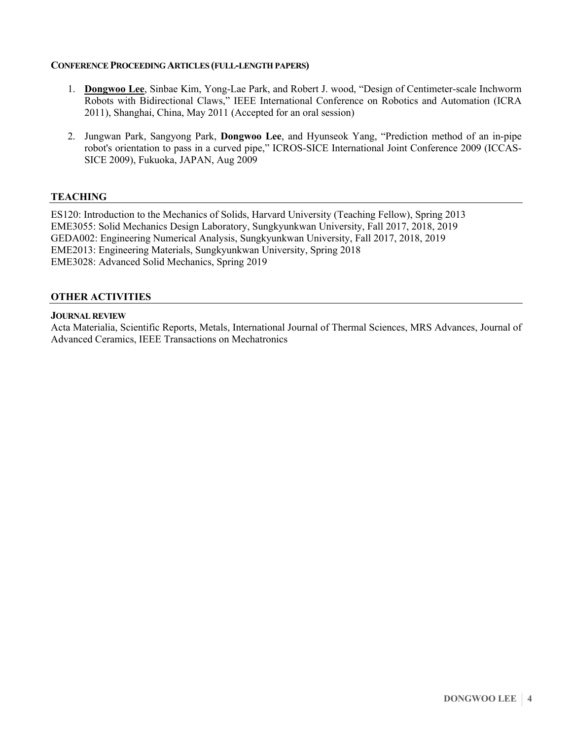### CONFERENCE PROCEEDING ARTICLES (FULL-LENGTH PAPERS)

1. **Dongwoo Lee**, Sinbae Kim, Yong-Lae Park, and Robert J. wood, "Design of Centimeter-scale Inchworm Robots with Bidirectional Claws," IEEE International Conference on Robotics and Automation (ICRA 2011), Shanghai, China, May 2011 (Accepted for an oral session)

2. Jungwan Park, Sangyong Park, **Dongwoo Lee**, and Hyunseok Yang, "Prediction method of an in-pipe robot's orientation to pass in a curved pipe," ICROS-SICE International Joint Conference 2009 (ICCAS-SICE 2009), Fukuoka, JAPAN, Aug 2009

## TEACHING

ES120: Introduction to the Mechanics of Solids, Harvard University (Teaching Fellow), Spring 2013
EME3055: Solid Mechanics Design Laboratory, Sungkyunkwan University, Fall 2017, 2018, 2019
GEDA002: Engineering Numerical Analysis, Sungkyunkwan University, Fall 2017, 2018, 2019
EME2013: Engineering Materials, Sungkyunkwan University, Spring 2018
EME3028: Advanced Solid Mechanics, Spring 2019

## OTHER ACTIVITIES

### JOURNAL REVIEW

Acta Materialia, Scientific Reports, Metals, International Journal of Thermal Sciences, MRS Advances, Journal of Advanced Ceramics, IEEE Transactions on Mechatronics